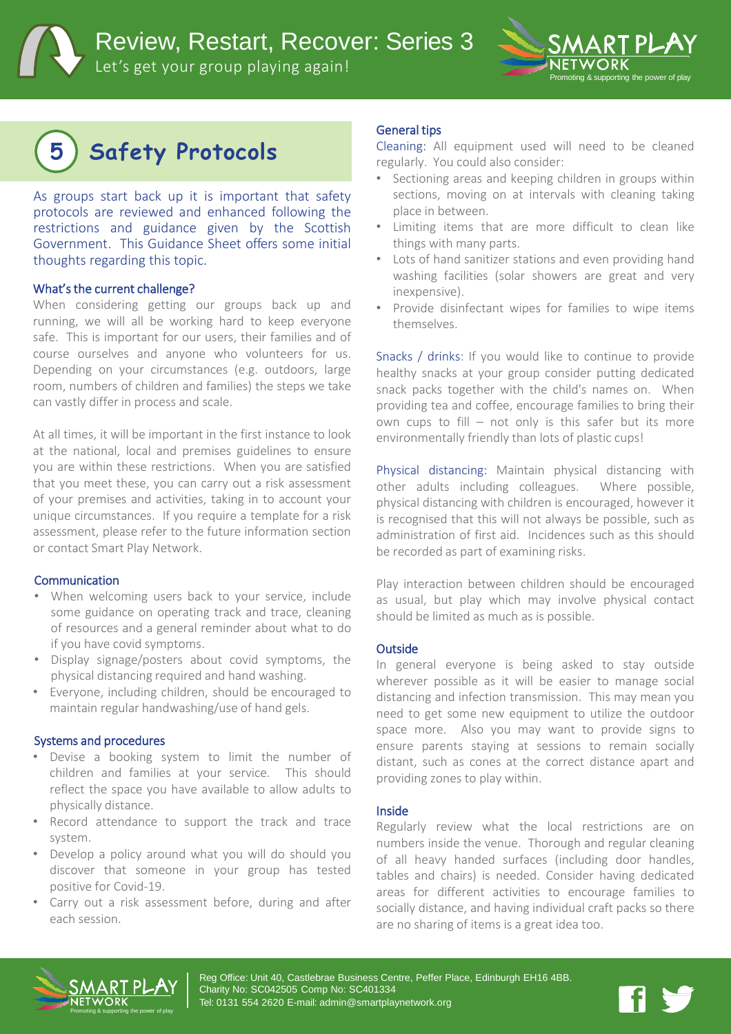# Review, Restart, Recover: Series 3

Let's get your group playing again!

## 5 Safety Protocols

As groups start back up it is important that safety protocols are reviewed and enhanced following the restrictions and guidance given by the Scottish Government. This Guidance Sheet offers some initial thoughts regarding this topic.

### What's the current challenge?

When considering getting our groups back up and running, we will all be working hard to keep everyone safe. This is important for our users, their families and of course ourselves and anyone who volunteers for us. Depending on your circumstances (e.g. outdoors, large room, numbers of children and families) the steps we take can vastly differ in process and scale.

At all times, it will be important in the first instance to look at the national, local and premises guidelines to ensure you are within these restrictions. When you are satisfied that you meet these, you can carry out a risk assessment of your premises and activities, taking in to account your unique circumstances. If you require a template for a risk assessment, please refer to the future information section or contact Smart Play Network.

### Communication

- When welcoming users back to your service, include some guidance on operating track and trace, cleaning of resources and a general reminder about what to do if you have covid symptoms.
- Display signage/posters about covid symptoms, the physical distancing required and hand washing.
- Everyone, including children, should be encouraged to maintain regular handwashing/use of hand gels.

### Systems and procedures

- Devise a booking system to limit the number of children and families at your service. This should reflect the space you have available to allow adults to physically distance.
- Record attendance to support the track and trace system.
- Develop a policy around what you will do should you discover that someone in your group has tested positive for Covid-19.
- Carry out a risk assessment before, during and after each session.

### General tips

Cleaning: All equipment used will need to be cleaned regularly. You could also consider:

- Sectioning areas and keeping children in groups within sections, moving on at intervals with cleaning taking place in between.
- Limiting items that are more difficult to clean like things with many parts.
- Lots of hand sanitizer stations and even providing hand washing facilities (solar showers are great and very inexpensive).
- Provide disinfectant wipes for families to wipe items themselves.

Snacks / drinks: If you would like to continue to provide healthy snacks at your group consider putting dedicated snack packs together with the child's names on. When providing tea and coffee, encourage families to bring their own cups to fill – not only is this safer but its more environmentally friendly than lots of plastic cups!

Physical distancing: Maintain physical distancing with other adults including colleagues. Where possible, physical distancing with children is encouraged, however it is recognised that this will not always be possible, such as administration of first aid. Incidences such as this should be recorded as part of examining risks.

Play interaction between children should be encouraged as usual, but play which may involve physical contact should be limited as much as is possible.

### Outside

In general everyone is being asked to stay outside wherever possible as it will be easier to manage social distancing and infection transmission. This may mean you need to get some new equipment to utilize the outdoor space more. Also you may want to provide signs to ensure parents staying at sessions to remain socially distant, such as cones at the correct distance apart and providing zones to play within.

### Inside

Regularly review what the local restrictions are on numbers inside the venue. Thorough and regular cleaning of all heavy handed surfaces (including door handles, tables and chairs) is needed. Consider having dedicated areas for different activities to encourage families to socially distance, and having individual craft packs so there are no sharing of items is a great idea too.

Reg Office: Unit 40, Castlebrae Business Centre, Peffer Place, Edinburgh EH16 4BB.
Charity No: SC042505 Comp No: SC401334
Tel: 0131 554 2620 E-mail: admin@smartplaynetwork.org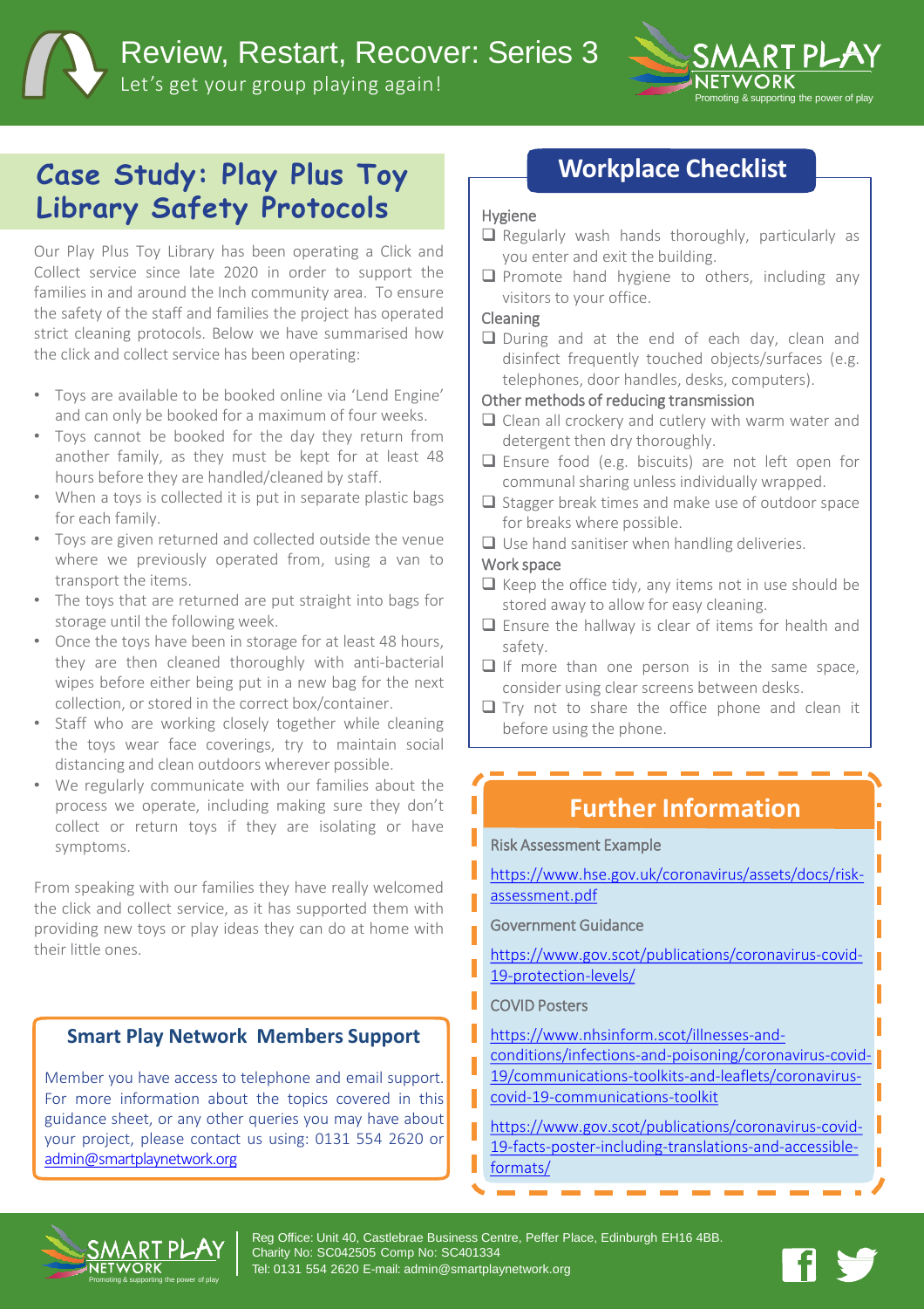# Review, Restart, Recover: Series 3

Let's get your group playing again!

## Case Study: Play Plus Toy Library Safety Protocols

Our Play Plus Toy Library has been operating a Click and Collect service since late 2020 in order to support the families in and around the Inch community area. To ensure the safety of the staff and families the project has operated strict cleaning protocols. Below we have summarised how the click and collect service has been operating:

- Toys are available to be booked online via 'Lend Engine' and can only be booked for a maximum of four weeks.
- Toys cannot be booked for the day they return from another family, as they must be kept for at least 48 hours before they are handled/cleaned by staff.
- When a toys is collected it is put in separate plastic bags for each family.
- Toys are given returned and collected outside the venue where we previously operated from, using a van to transport the items.
- The toys that are returned are put straight into bags for storage until the following week.
- Once the toys have been in storage for at least 48 hours, they are then cleaned thoroughly with anti-bacterial wipes before either being put in a new bag for the next collection, or stored in the correct box/container.
- Staff who are working closely together while cleaning the toys wear face coverings, try to maintain social distancing and clean outdoors wherever possible.
- We regularly communicate with our families about the process we operate, including making sure they don't collect or return toys if they are isolating or have symptoms.

From speaking with our families they have really welcomed the click and collect service, as it has supported them with providing new toys or play ideas they can do at home with their little ones.

### Smart Play Network Members Support

Member you have access to telephone and email support. For more information about the topics covered in this guidance sheet, or any other queries you may have about your project, please contact us using: 0131 554 2620 or admin@smartplaynetwork.org

## Workplace Checklist

**Hygiene**

- ☐ Regularly wash hands thoroughly, particularly as you enter and exit the building.
- ☐ Promote hand hygiene to others, including any visitors to your office.

**Cleaning**

- ☐ During and at the end of each day, clean and disinfect frequently touched objects/surfaces (e.g. telephones, door handles, desks, computers).

**Other methods of reducing transmission**

- ☐ Clean all crockery and cutlery with warm water and detergent then dry thoroughly.
- ☐ Ensure food (e.g. biscuits) are not left open for communal sharing unless individually wrapped.
- ☐ Stagger break times and make use of outdoor space for breaks where possible.
- ☐ Use hand sanitiser when handling deliveries.

**Work space**

- ☐ Keep the office tidy, any items not in use should be stored away to allow for easy cleaning.
- ☐ Ensure the hallway is clear of items for health and safety.
- ☐ If more than one person is in the same space, consider using clear screens between desks.
- ☐ Try not to share the office phone and clean it before using the phone.

## Further Information

Risk Assessment Example

https://www.hse.gov.uk/coronavirus/assets/docs/risk-assessment.pdf

Government Guidance

https://www.gov.scot/publications/coronavirus-covid-19-protection-levels/

COVID Posters

https://www.nhsinform.scot/illnesses-and-conditions/infections-and-poisoning/coronavirus-covid-19/communications-toolkits-and-leaflets/coronavirus-covid-19-communications-toolkit

https://www.gov.scot/publications/coronavirus-covid-19-facts-poster-including-translations-and-accessible-formats/

Reg Office: Unit 40, Castlebrae Business Centre, Peffer Place, Edinburgh EH16 4BB.
Charity No: SC042505 Comp No: SC401334
Tel: 0131 554 2620 E-mail: admin@smartplaynetwork.org